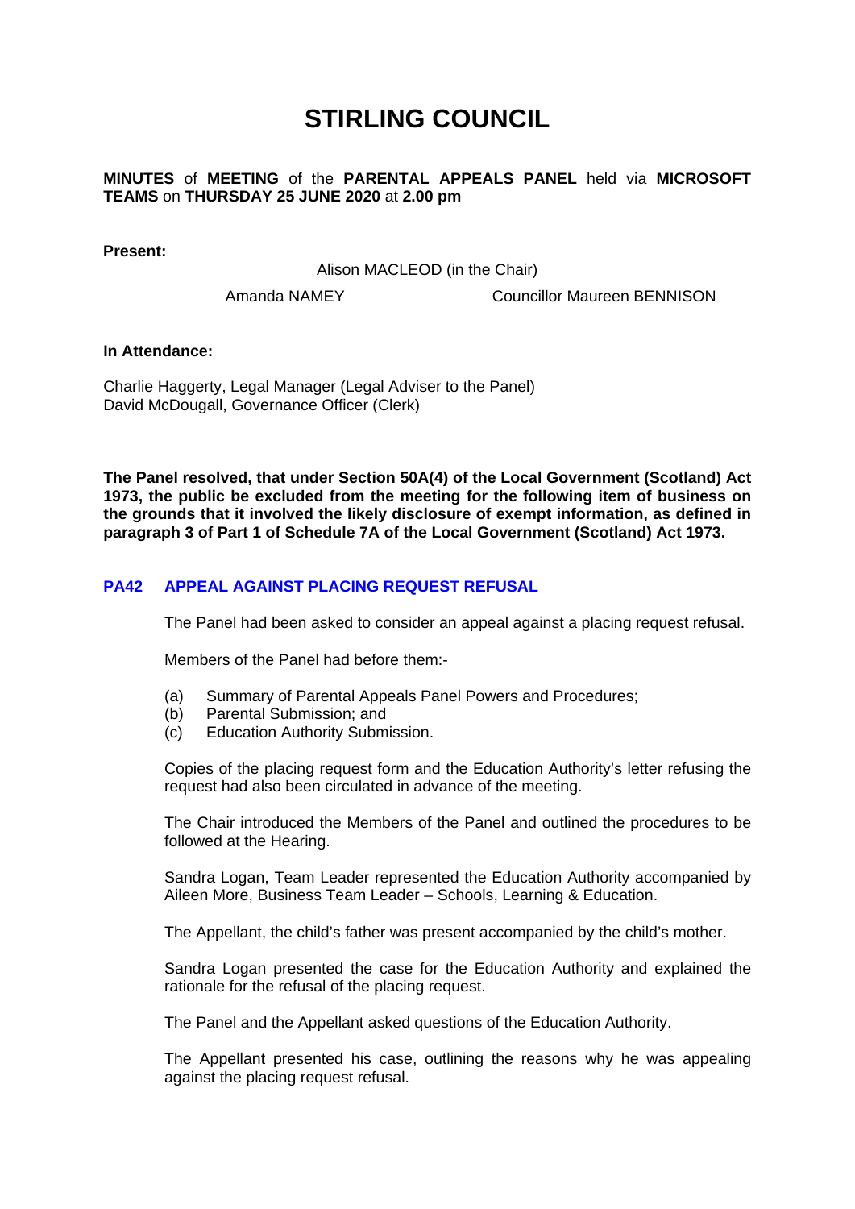# STIRLING COUNCIL

**MINUTES** of **MEETING** of the **PARENTAL APPEALS PANEL** held via **MICROSOFT TEAMS** on **THURSDAY 25 JUNE 2020** at **2.00 pm**

**Present:**

Alison MACLEOD (in the Chair)

Amanda NAMEY    Councillor Maureen BENNISON

**In Attendance:**

Charlie Haggerty, Legal Manager (Legal Adviser to the Panel)
David McDougall, Governance Officer (Clerk)

**The Panel resolved, that under Section 50A(4) of the Local Government (Scotland) Act 1973, the public be excluded from the meeting for the following item of business on the grounds that it involved the likely disclosure of exempt information, as defined in paragraph 3 of Part 1 of Schedule 7A of the Local Government (Scotland) Act 1973.**

## PA42 APPEAL AGAINST PLACING REQUEST REFUSAL

The Panel had been asked to consider an appeal against a placing request refusal.

Members of the Panel had before them:-

(a) Summary of Parental Appeals Panel Powers and Procedures;
(b) Parental Submission; and
(c) Education Authority Submission.

Copies of the placing request form and the Education Authority's letter refusing the request had also been circulated in advance of the meeting.

The Chair introduced the Members of the Panel and outlined the procedures to be followed at the Hearing.

Sandra Logan, Team Leader represented the Education Authority accompanied by Aileen More, Business Team Leader – Schools, Learning & Education.

The Appellant, the child's father was present accompanied by the child's mother.

Sandra Logan presented the case for the Education Authority and explained the rationale for the refusal of the placing request.

The Panel and the Appellant asked questions of the Education Authority.

The Appellant presented his case, outlining the reasons why he was appealing against the placing request refusal.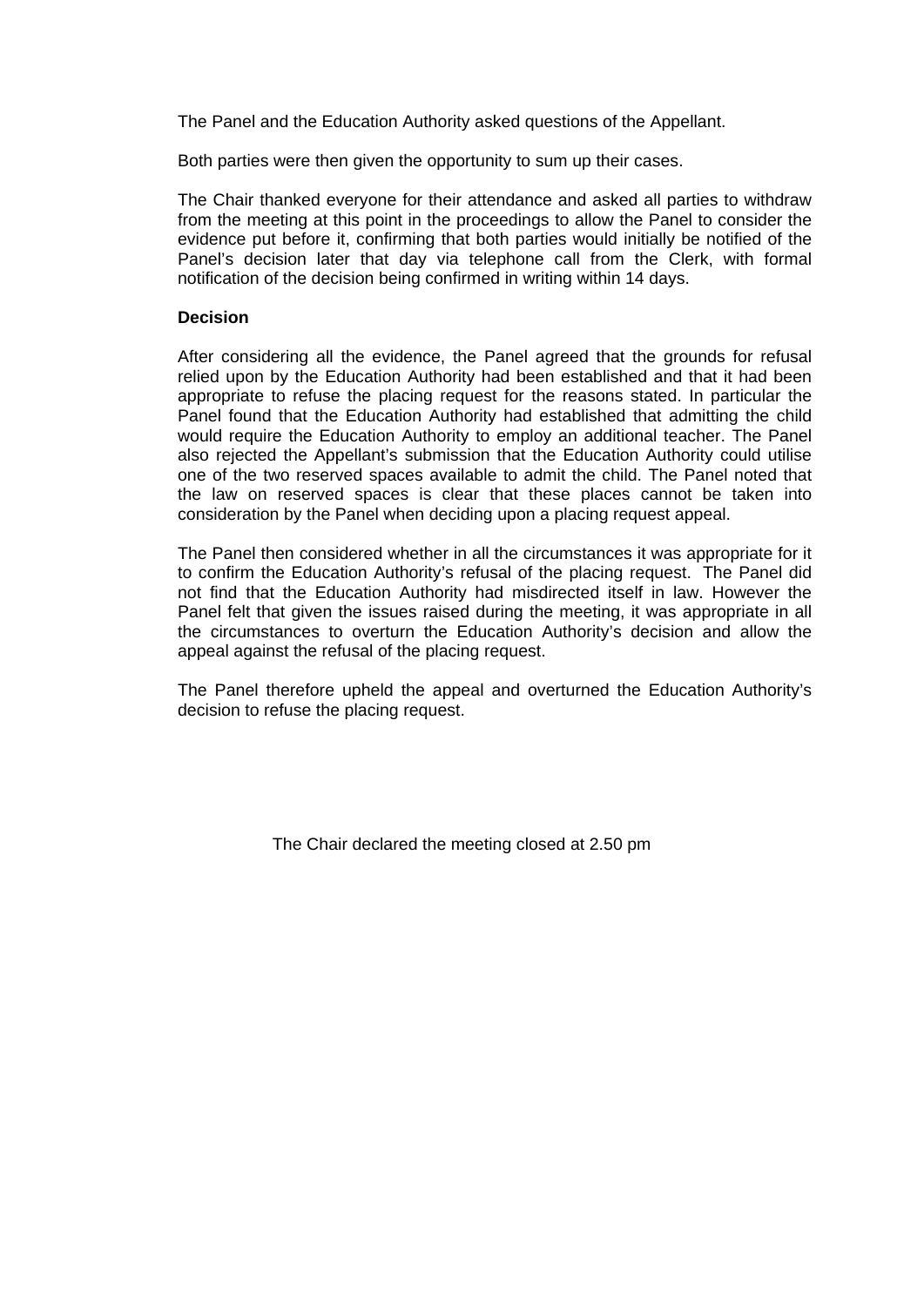The Panel and the Education Authority asked questions of the Appellant.

Both parties were then given the opportunity to sum up their cases.

The Chair thanked everyone for their attendance and asked all parties to withdraw from the meeting at this point in the proceedings to allow the Panel to consider the evidence put before it, confirming that both parties would initially be notified of the Panel's decision later that day via telephone call from the Clerk, with formal notification of the decision being confirmed in writing within 14 days.

**Decision**

After considering all the evidence, the Panel agreed that the grounds for refusal relied upon by the Education Authority had been established and that it had been appropriate to refuse the placing request for the reasons stated. In particular the Panel found that the Education Authority had established that admitting the child would require the Education Authority to employ an additional teacher. The Panel also rejected the Appellant's submission that the Education Authority could utilise one of the two reserved spaces available to admit the child. The Panel noted that the law on reserved spaces is clear that these places cannot be taken into consideration by the Panel when deciding upon a placing request appeal.

The Panel then considered whether in all the circumstances it was appropriate for it to confirm the Education Authority's refusal of the placing request. The Panel did not find that the Education Authority had misdirected itself in law. However the Panel felt that given the issues raised during the meeting, it was appropriate in all the circumstances to overturn the Education Authority's decision and allow the appeal against the refusal of the placing request.

The Panel therefore upheld the appeal and overturned the Education Authority's decision to refuse the placing request.

The Chair declared the meeting closed at 2.50 pm